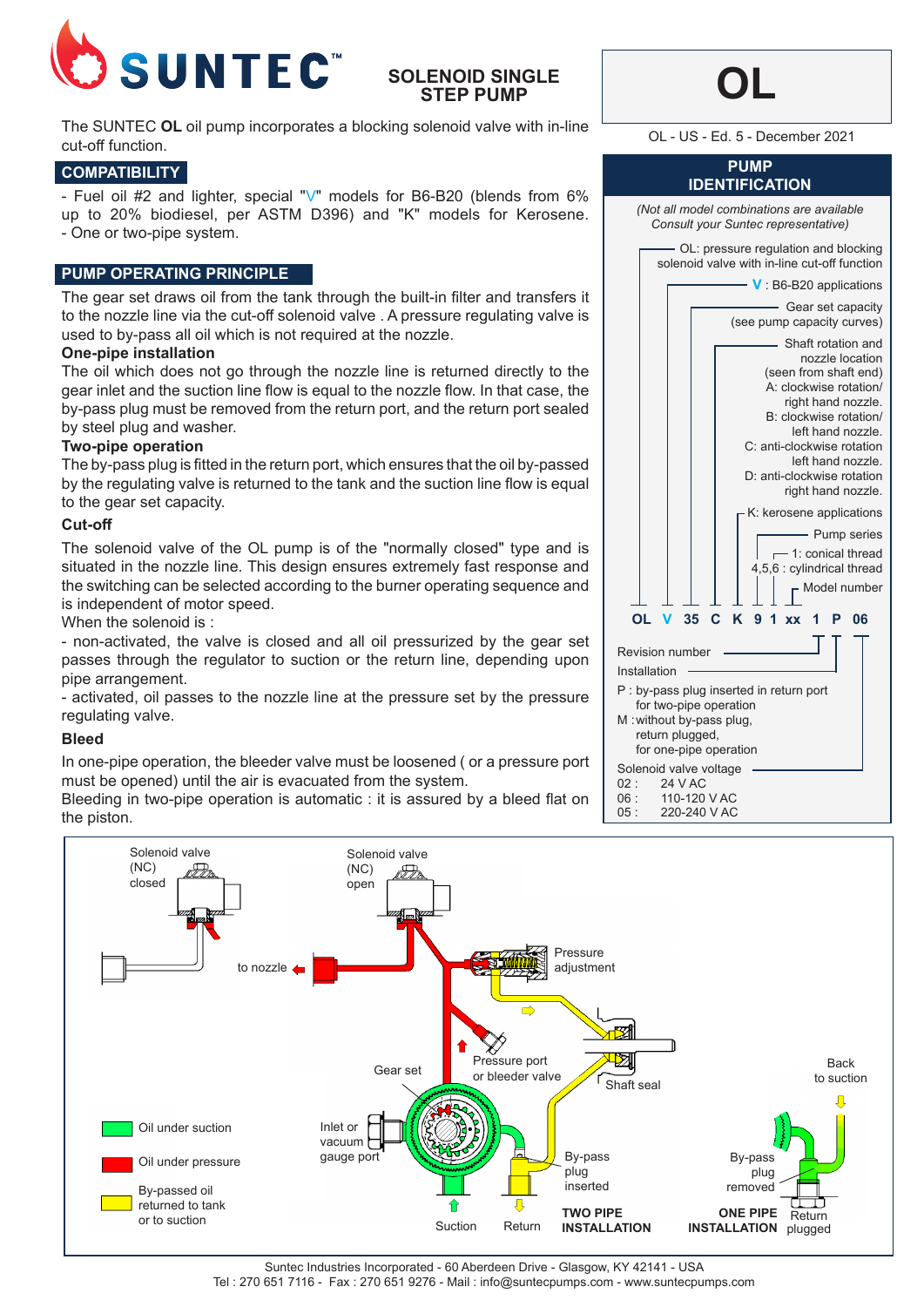# SUNTEC

## SOLENOID SINGLE STEP PUMP

# OL

OL - US - Ed. 5 - December 2021

The SUNTEC **OL** oil pump incorporates a blocking solenoid valve with in-line cut-off function.

## COMPATIBILITY

- Fuel oil #2 and lighter, special "V" models for B6-B20 (blends from 6% up to 20% biodiesel, per ASTM D396) and "K" models for Kerosene.
- One or two-pipe system.

## PUMP OPERATING PRINCIPLE

The gear set draws oil from the tank through the built-in filter and transfers it to the nozzle line via the cut-off solenoid valve . A pressure regulating valve is used to by-pass all oil which is not required at the nozzle.

**One-pipe installation**

The oil which does not go through the nozzle line is returned directly to the gear inlet and the suction line flow is equal to the nozzle flow. In that case, the by-pass plug must be removed from the return port, and the return port sealed by steel plug and washer.

**Two-pipe operation**

The by-pass plug is fitted in the return port, which ensures that the oil by-passed by the regulating valve is returned to the tank and the suction line flow is equal to the gear set capacity.

**Cut-off**

The solenoid valve of the OL pump is of the "normally closed" type and is situated in the nozzle line. This design ensures extremely fast response and the switching can be selected according to the burner operating sequence and is independent of motor speed.

When the solenoid is :

- non-activated, the valve is closed and all oil pressurized by the gear set passes through the regulator to suction or the return line, depending upon pipe arrangement.
- activated, oil passes to the nozzle line at the pressure set by the pressure regulating valve.

**Bleed**

In one-pipe operation, the bleeder valve must be loosened ( or a pressure port must be opened) until the air is evacuated from the system.

Bleeding in two-pipe operation is automatic : it is assured by a bleed flat on the piston.

## PUMP IDENTIFICATION

*(Not all model combinations are available Consult your Suntec representative)*

**OL V 35 C K 9 1 xx 1 P 06**

- OL: pressure regulation and blocking solenoid valve with in-line cut-off function
- V : B6-B20 applications
- Gear set capacity (see pump capacity curves)
- Shaft rotation and nozzle location (seen from shaft end)
  - A: clockwise rotation/ right hand nozzle.
  - B: clockwise rotation/ left hand nozzle.
  - C: anti-clockwise rotation left hand nozzle.
  - D: anti-clockwise rotation right hand nozzle.
- K: kerosene applications
- Pump series
- 1: conical thread; 4,5,6 : cylindrical thread
- Model number
- Revision number
- Installation
  - P : by-pass plug inserted in return port for two-pipe operation
  - M : without by-pass plug, return plugged, for one-pipe operation
- Solenoid valve voltage
  - 02 : 24 V AC
  - 06 : 110-120 V AC
  - 05 : 220-240 V AC

Solenoid valve (NC) closed — Solenoid valve (NC) open — to nozzle — Pressure adjustment — Pressure port or bleeder valve — Gear set — Shaft seal — Back to suction — Inlet or vacuum gauge port — By-pass plug inserted — By-pass plug removed — Suction — Return — Return plugged — TWO PIPE INSTALLATION — ONE PIPE INSTALLATION

- Oil under suction
- Oil under pressure
- By-passed oil returned to tank or to suction

Suntec Industries Incorporated - 60 Aberdeen Drive - Glasgow, KY 42141 - USA
Tel : 270 651 7116 - Fax : 270 651 9276 - Mail : info@suntecpumps.com - www.suntecpumps.com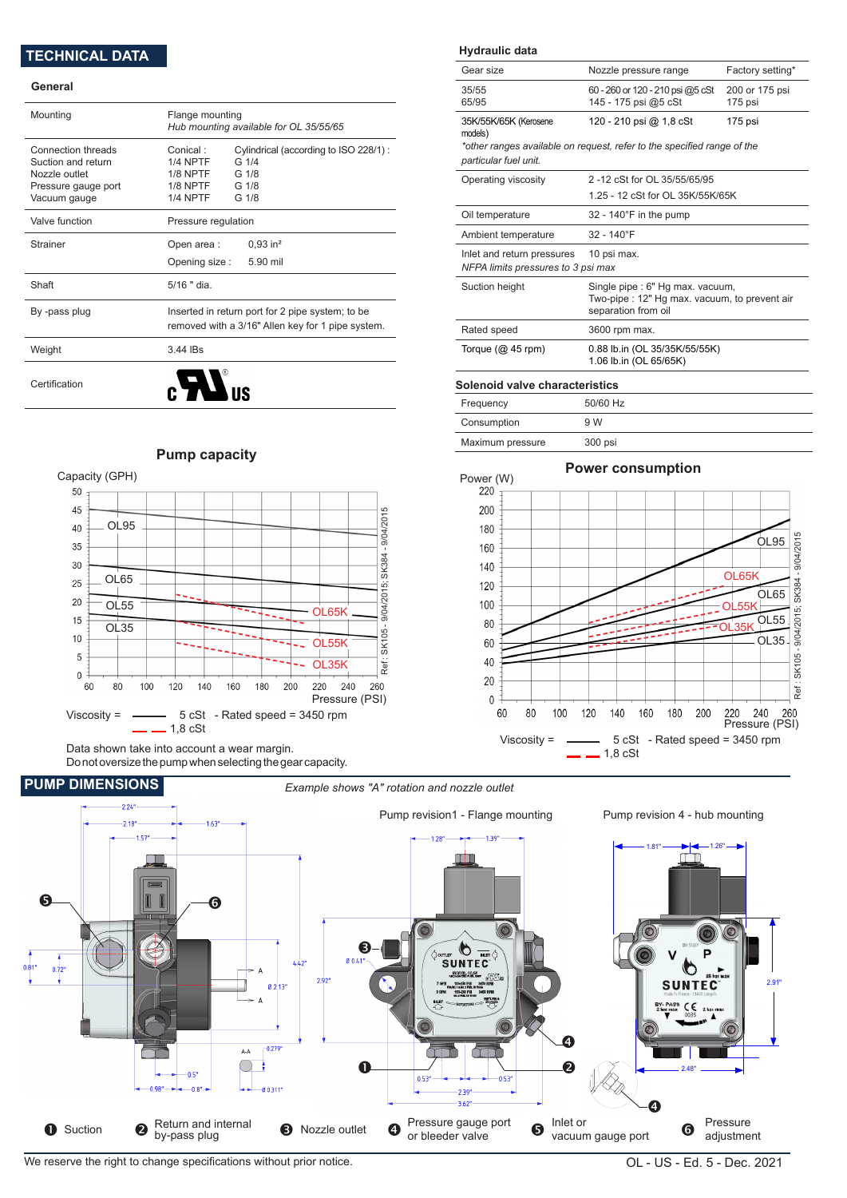## TECHNICAL DATA

### General

| | | |
|---|---|---|
| Mounting | Flange mounting *Hub mounting available for OL 35/55/65* | |
| Connection threads<br>Suction and return<br>Nozzle outlet<br>Pressure gauge port<br>Vacuum gauge | Conical :<br>1/4 NPTF<br>1/8 NPTF<br>1/8 NPTF<br>1/4 NPTF | Cylindrical (according to ISO 228/1) :<br>G 1/4<br>G 1/8<br>G 1/8<br>G 1/8 |
| Valve function | Pressure regulation | |
| Strainer | Open area : 0,93 in²<br>Opening size : 5.90 mil | |
| Shaft | 5/16 " dia. | |
| By -pass plug | Inserted in return port for 2 pipe system; to be removed with a 3/16" Allen key for 1 pipe system. | |
| Weight | 3.44 IBs | |
| Certification | c UL us | |

### Hydraulic data

| Gear size | Nozzle pressure range | Factory setting* |
|---|---|---|
| 35/55<br>65/95 | 60 - 260 or 120 - 210 psi @5 cSt<br>145 - 175 psi @5 cSt | 200 or 175 psi<br>175 psi |
| 35K/55K/65K (Kerosene models) | 120 - 210 psi @ 1,8 cSt | 175 psi |

*\*other ranges available on request, refer to the specified range of the particular fuel unit.*

| | |
|---|---|
| Operating viscosity | 2 -12 cSt for OL 35/55/65/95<br>1.25 - 12 cSt for OL 35K/55K/65K |
| Oil temperature | 32 - 140°F in the pump |
| Ambient temperature | 32 - 140°F |
| Inlet and return pressures<br>*NFPA limits pressures to 3 psi max* | 10 psi max. |
| Suction height | Single pipe : 6" Hg max. vacuum,<br>Two-pipe : 12" Hg max. vacuum, to prevent air separation from oil |
| Rated speed | 3600 rpm max. |
| Torque (@ 45 rpm) | 0.88 lb.in (OL 35/35K/55/55K)<br>1.06 lb.in (OL 65/65K) |

### Solenoid valve characteristics

| | |
|---|---|
| Frequency | 50/60 Hz |
| Consumption | 9 W |
| Maximum pressure | 300 psi |

### Pump capacity

Capacity (GPH)
0 5 10 15 20 25 30 35 40 45 50
OL95 OL65 OL55 OL35 OL65K OL55K OL35K
60 80 100 120 140 160 180 200 220 240 260
Pressure (PSI)
Ref : SK105 - 9/04/2015; SK384 - 9/04/2015

Viscosity = 5 cSt - Rated speed = 3450 rpm
1,8 cSt

Data shown take into account a wear margin.
Do not overestimate the pump when selecting the gear capacity.

### Power consumption

Power (W)
0 20 40 60 80 100 120 140 160 180 200 220
OL95 OL65K OL65 OL55K OL55 OL35K OL35
60 80 100 120 140 160 180 200 220 240 260
Pressure (PSI)
Ref : SK105 - 9/04/2015; SK384 - 9/04/2015

Viscosity = 5 cSt - Rated speed = 3450 rpm
1,8 cSt

## PUMP DIMENSIONS

*Example shows "A" rotation and nozzle outlet*

Pump revision1 - Flange mounting

Pump revision 4 - hub mounting

2.24" 2.18" 1.63" 1.57" 0.81" 0.72" 4.42" Ø 2.13" A A A-A 0.279" 0.5" 0.98" 0.8" Ø 0.311"

1.28" 1.39" Ø 0.41" 2.92" 0.53" 0.53" 2.39" 3.62"

1.81" 1.26" 2.91" 2.48"

1. Suction
2. Return and internal by-pass plug
3. Nozzle outlet
4. Pressure gauge port or bleeder valve
5. Inlet or vacuum gauge port
6. Pressure adjustment

We reserve the right to change specifications without prior notice.

OL - US - Ed. 5 - Dec. 2021